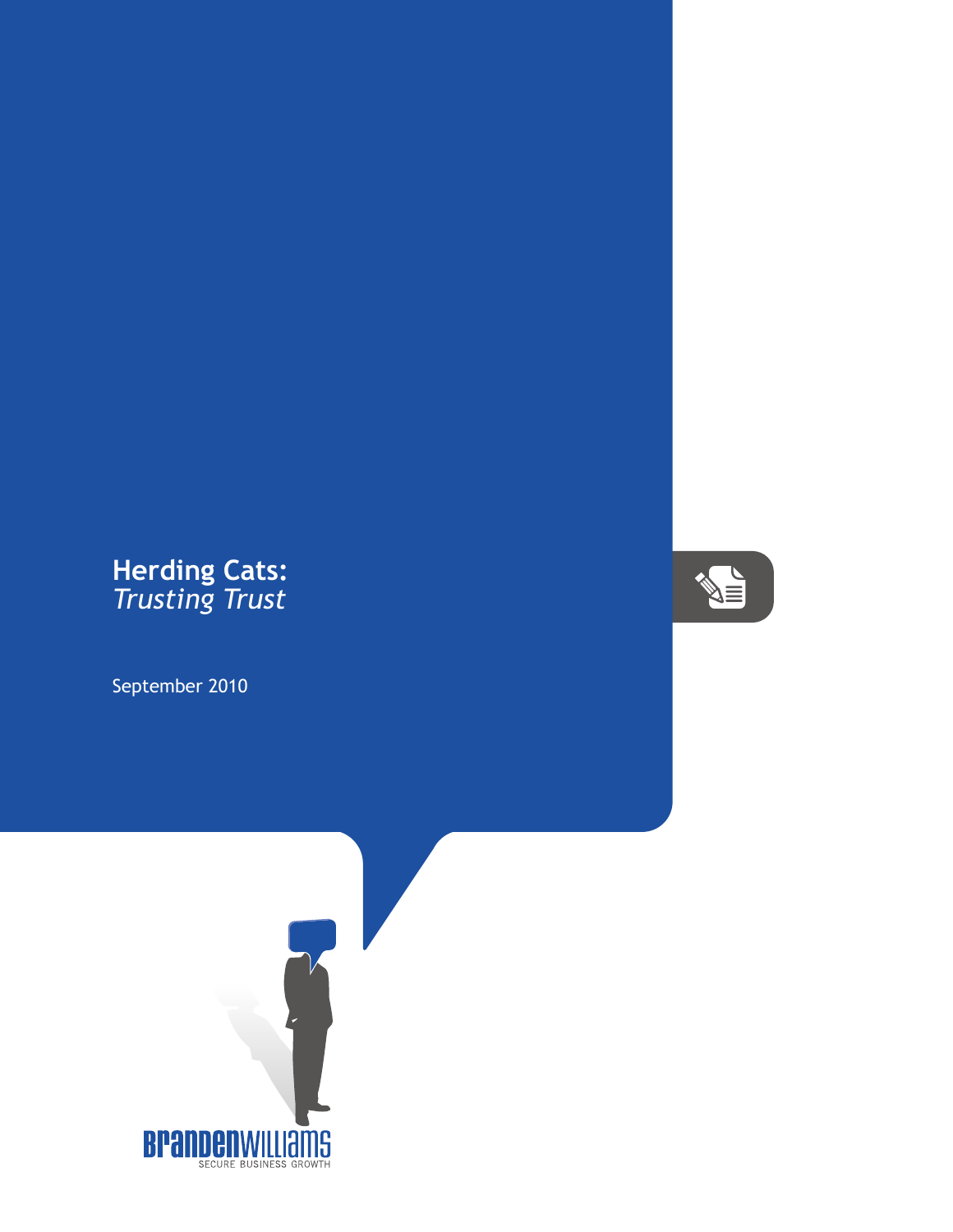# Herding Cats:
*Trusting Trust*

September 2010

BrandenWilliams
SECURE BUSINESS GROWTH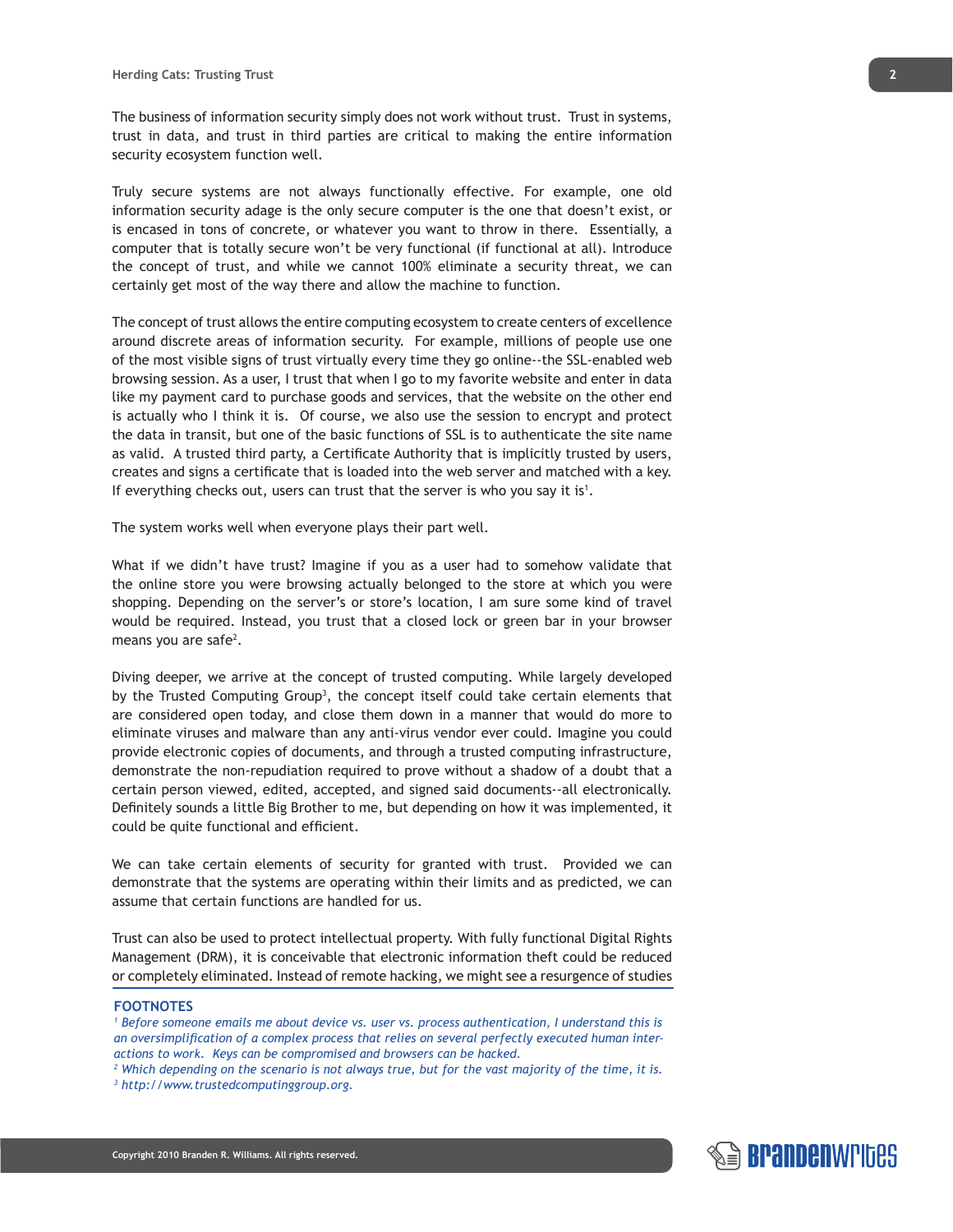The business of information security simply does not work without trust. Trust in systems, trust in data, and trust in third parties are critical to making the entire information security ecosystem function well.

Truly secure systems are not always functionally effective. For example, one old information security adage is the only secure computer is the one that doesn't exist, or is encased in tons of concrete, or whatever you want to throw in there. Essentially, a computer that is totally secure won't be very functional (if functional at all). Introduce the concept of trust, and while we cannot 100% eliminate a security threat, we can certainly get most of the way there and allow the machine to function.

The concept of trust allows the entire computing ecosystem to create centers of excellence around discrete areas of information security. For example, millions of people use one of the most visible signs of trust virtually every time they go online--the SSL-enabled web browsing session. As a user, I trust that when I go to my favorite website and enter in data like my payment card to purchase goods and services, that the website on the other end is actually who I think it is. Of course, we also use the session to encrypt and protect the data in transit, but one of the basic functions of SSL is to authenticate the site name as valid. A trusted third party, a Certificate Authority that is implicitly trusted by users, creates and signs a certificate that is loaded into the web server and matched with a key. If everything checks out, users can trust that the server is who you say it is[1].

The system works well when everyone plays their part well.

What if we didn't have trust? Imagine if you as a user had to somehow validate that the online store you were browsing actually belonged to the store at which you were shopping. Depending on the server's or store's location, I am sure some kind of travel would be required. Instead, you trust that a closed lock or green bar in your browser means you are safe[2].

Diving deeper, we arrive at the concept of trusted computing. While largely developed by the Trusted Computing Group[3], the concept itself could take certain elements that are considered open today, and close them down in a manner that would do more to eliminate viruses and malware than any anti-virus vendor ever could. Imagine you could provide electronic copies of documents, and through a trusted computing infrastructure, demonstrate the non-repudiation required to prove without a shadow of a doubt that a certain person viewed, edited, accepted, and signed said documents--all electronically. Definitely sounds a little Big Brother to me, but depending on how it was implemented, it could be quite functional and efficient.

We can take certain elements of security for granted with trust. Provided we can demonstrate that the systems are operating within their limits and as predicted, we can assume that certain functions are handled for us.

Trust can also be used to protect intellectual property. With fully functional Digital Rights Management (DRM), it is conceivable that electronic information theft could be reduced or completely eliminated. Instead of remote hacking, we might see a resurgence of studies

**FOOTNOTES**

*[1] Before someone emails me about device vs. user vs. process authentication, I understand this is an oversimplification of a complex process that relies on several perfectly executed human interactions to work. Keys can be compromised and browsers can be hacked.*

*[2] Which depending on the scenario is not always true, but for the vast majority of the time, it is.*

*[3] http://www.trustedcomputinggroup.org.*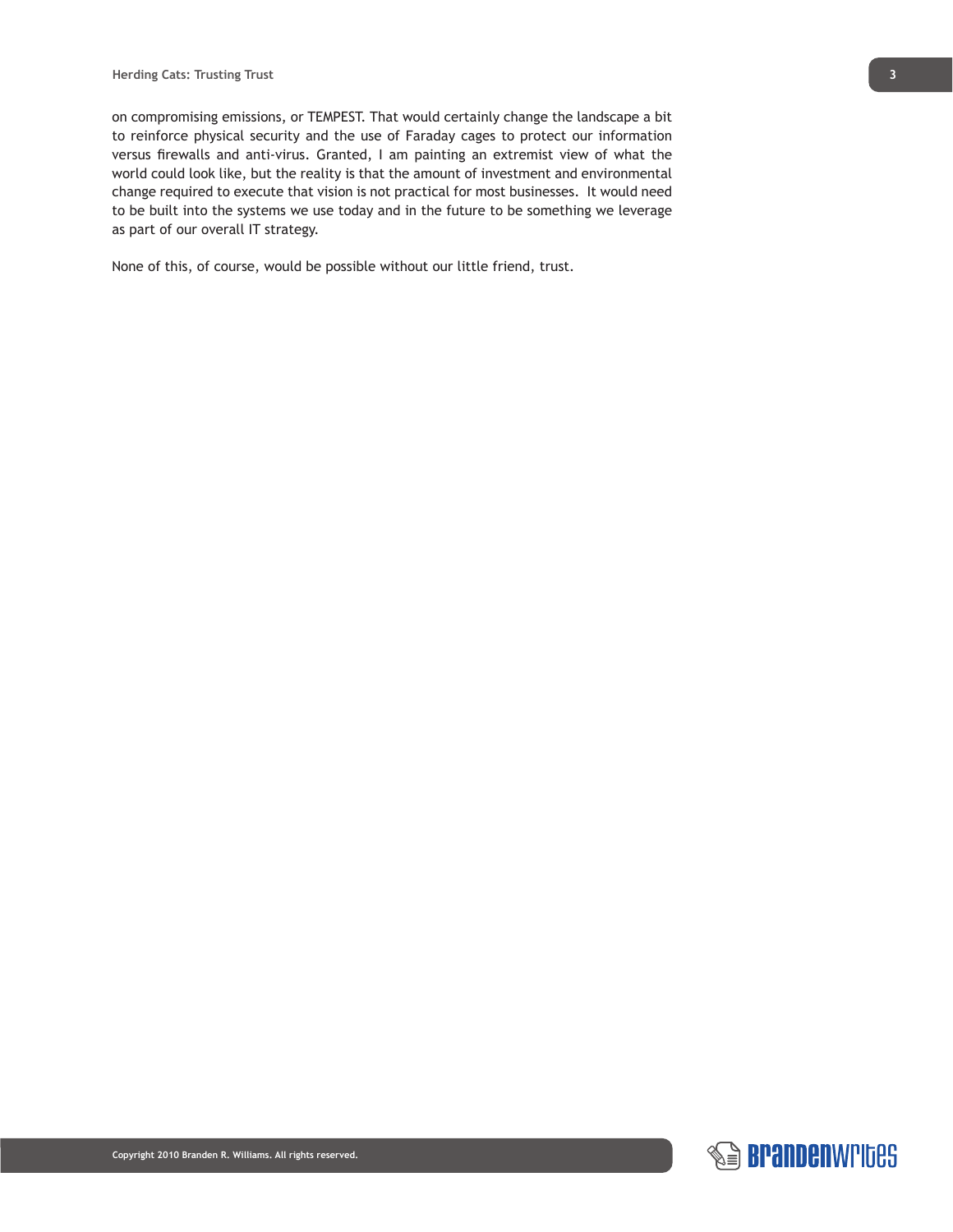on compromising emissions, or TEMPEST. That would certainly change the landscape a bit to reinforce physical security and the use of Faraday cages to protect our information versus firewalls and anti-virus. Granted, I am painting an extremist view of what the world could look like, but the reality is that the amount of investment and environmental change required to execute that vision is not practical for most businesses. It would need to be built into the systems we use today and in the future to be something we leverage as part of our overall IT strategy.

None of this, of course, would be possible without our little friend, trust.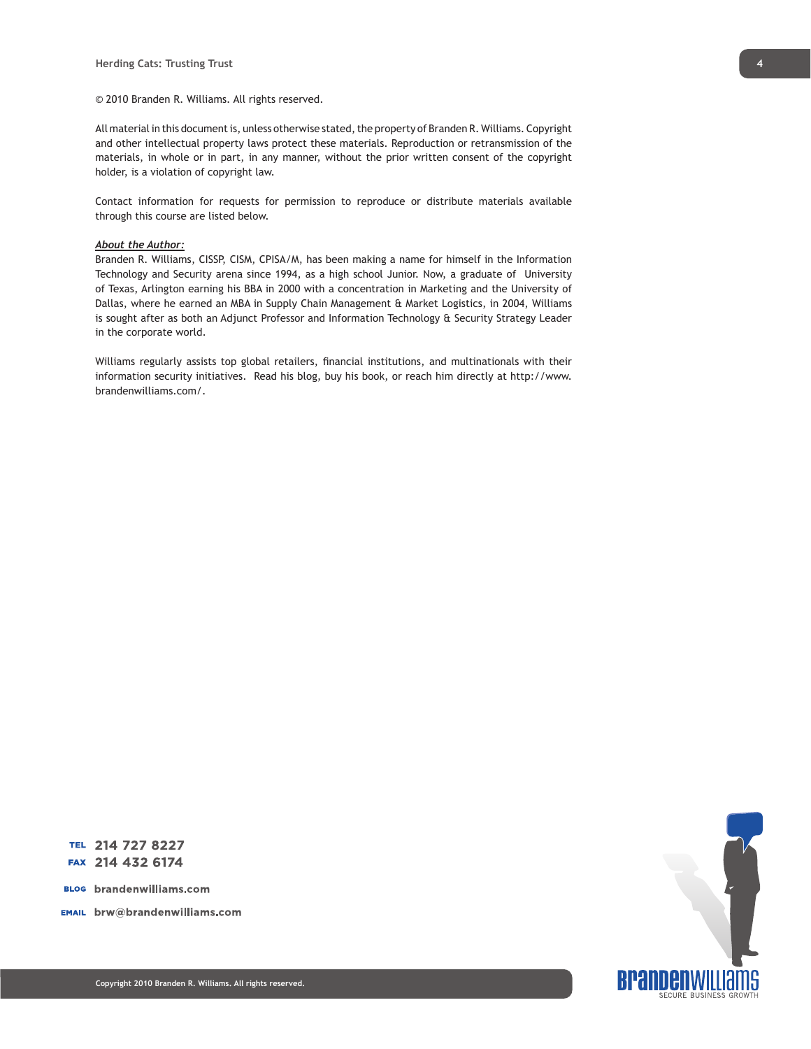© 2010 Branden R. Williams. All rights reserved.

All material in this document is, unless otherwise stated, the property of Branden R. Williams. Copyright and other intellectual property laws protect these materials. Reproduction or retransmission of the materials, in whole or in part, in any manner, without the prior written consent of the copyright holder, is a violation of copyright law.

Contact information for requests for permission to reproduce or distribute materials available through this course are listed below.

***About the Author:***

Branden R. Williams, CISSP, CISM, CPISA/M, has been making a name for himself in the Information Technology and Security arena since 1994, as a high school Junior. Now, a graduate of University of Texas, Arlington earning his BBA in 2000 with a concentration in Marketing and the University of Dallas, where he earned an MBA in Supply Chain Management & Market Logistics, in 2004, Williams is sought after as both an Adjunct Professor and Information Technology & Security Strategy Leader in the corporate world.

Williams regularly assists top global retailers, financial institutions, and multinationals with their information security initiatives. Read his blog, buy his book, or reach him directly at http://www.brandenwilliams.com/.

**TEL** 214 727 8227
**FAX** 214 432 6174

**BLOG** brandenwilliams.com

**EMAIL** brw@brandenwilliams.com

BrandenWilliams
SECURE BUSINESS GROWTH